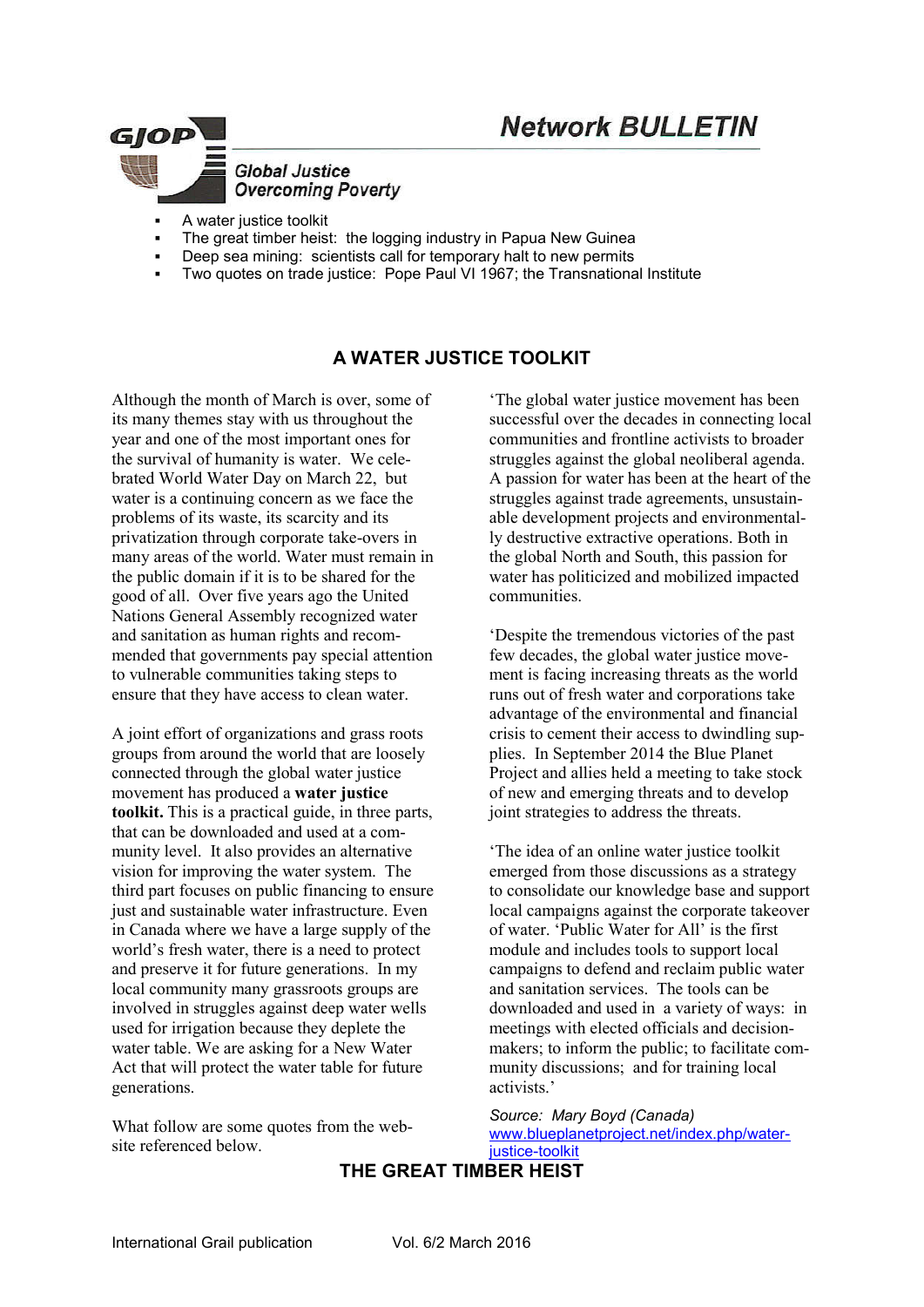# Network BULLETIN

GJOP

*Global Justice Overcoming Poverty*

- A water justice toolkit
- The great timber heist: the logging industry in Papua New Guinea
- Deep sea mining: scientists call for temporary halt to new permits
- Two quotes on trade justice: Pope Paul VI 1967; the Transnational Institute

## A WATER JUSTICE TOOLKIT

Although the month of March is over, some of its many themes stay with us throughout the year and one of the most important ones for the survival of humanity is water. We celebrated World Water Day on March 22, but water is a continuing concern as we face the problems of its waste, its scarcity and its privatization through corporate take-overs in many areas of the world. Water must remain in the public domain if it is to be shared for the good of all. Over five years ago the United Nations General Assembly recognized water and sanitation as human rights and recommended that governments pay special attention to vulnerable communities taking steps to ensure that they have access to clean water.

A joint effort of organizations and grass roots groups from around the world that are loosely connected through the global water justice movement has produced a **water justice toolkit.** This is a practical guide, in three parts, that can be downloaded and used at a community level. It also provides an alternative vision for improving the water system. The third part focuses on public financing to ensure just and sustainable water infrastructure. Even in Canada where we have a large supply of the world's fresh water, there is a need to protect and preserve it for future generations. In my local community many grassroots groups are involved in struggles against deep water wells used for irrigation because they deplete the water table. We are asking for a New Water Act that will protect the water table for future generations.

What follow are some quotes from the website referenced below.

'The global water justice movement has been successful over the decades in connecting local communities and frontline activists to broader struggles against the global neoliberal agenda. A passion for water has been at the heart of the struggles against trade agreements, unsustainable development projects and environmentally destructive extractive operations. Both in the global North and South, this passion for water has politicized and mobilized impacted communities.

'Despite the tremendous victories of the past few decades, the global water justice movement is facing increasing threats as the world runs out of fresh water and corporations take advantage of the environmental and financial crisis to cement their access to dwindling supplies. In September 2014 the Blue Planet Project and allies held a meeting to take stock of new and emerging threats and to develop joint strategies to address the threats.

'The idea of an online water justice toolkit emerged from those discussions as a strategy to consolidate our knowledge base and support local campaigns against the corporate takeover of water. 'Public Water for All' is the first module and includes tools to support local campaigns to defend and reclaim public water and sanitation services. The tools can be downloaded and used in a variety of ways: in meetings with elected officials and decision-makers; to inform the public; to facilitate community discussions; and for training local activists.'

*Source: Mary Boyd (Canada)*
www.blueplanetproject.net/index.php/water-justice-toolkit

## THE GREAT TIMBER HEIST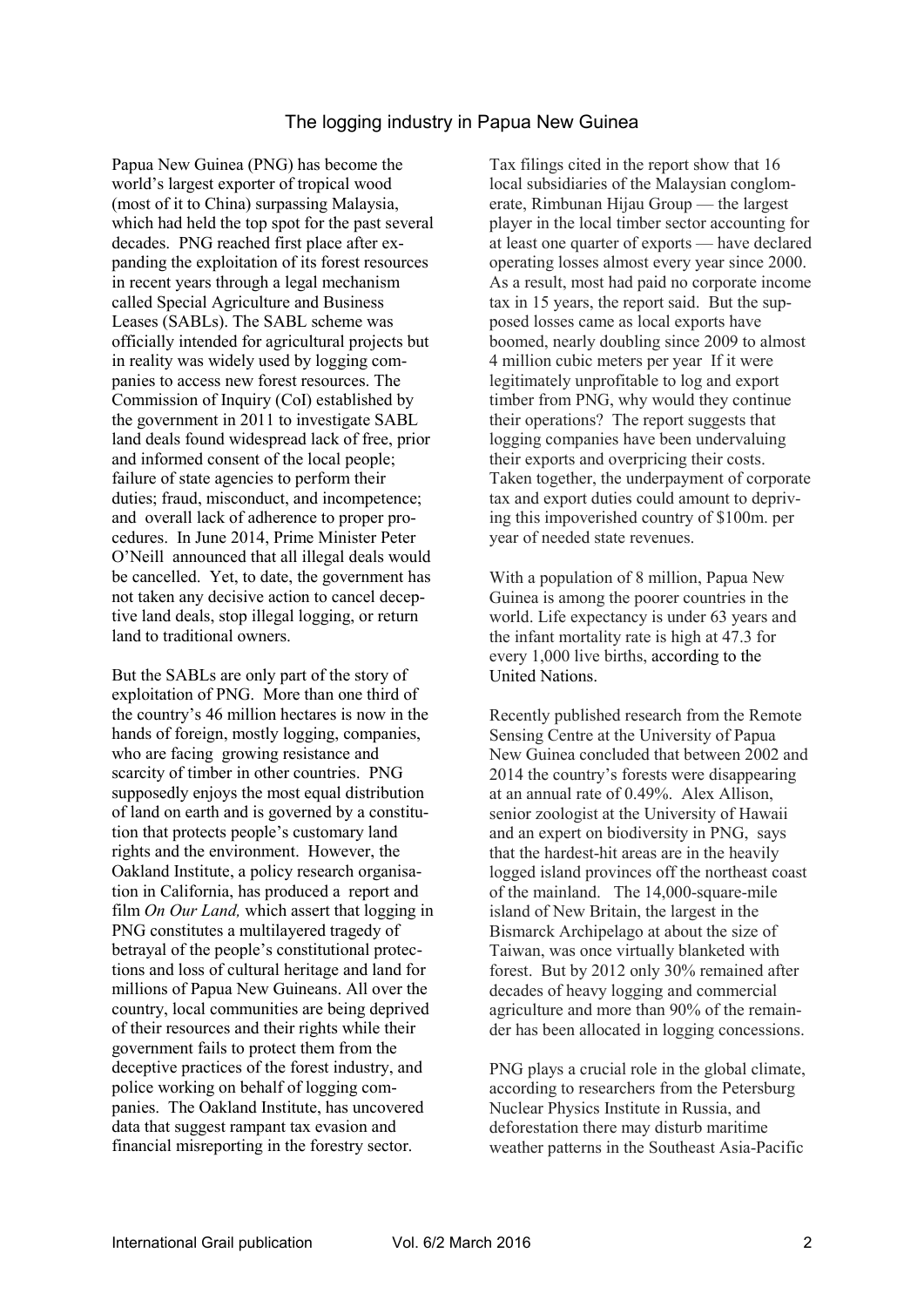# The logging industry in Papua New Guinea

Papua New Guinea (PNG) has become the world's largest exporter of tropical wood (most of it to China) surpassing Malaysia, which had held the top spot for the past several decades. PNG reached first place after expanding the exploitation of its forest resources in recent years through a legal mechanism called Special Agriculture and Business Leases (SABLs). The SABL scheme was officially intended for agricultural projects but in reality was widely used by logging companies to access new forest resources. The Commission of Inquiry (CoI) established by the government in 2011 to investigate SABL land deals found widespread lack of free, prior and informed consent of the local people; failure of state agencies to perform their duties; fraud, misconduct, and incompetence; and overall lack of adherence to proper procedures. In June 2014, Prime Minister Peter O'Neill announced that all illegal deals would be cancelled. Yet, to date, the government has not taken any decisive action to cancel deceptive land deals, stop illegal logging, or return land to traditional owners.

But the SABLs are only part of the story of exploitation of PNG. More than one third of the country's 46 million hectares is now in the hands of foreign, mostly logging, companies, who are facing growing resistance and scarcity of timber in other countries. PNG supposedly enjoys the most equal distribution of land on earth and is governed by a constitution that protects people's customary land rights and the environment. However, the Oakland Institute, a policy research organisation in California, has produced a report and film *On Our Land,* which assert that logging in PNG constitutes a multilayered tragedy of betrayal of the people's constitutional protections and loss of cultural heritage and land for millions of Papua New Guineans. All over the country, local communities are being deprived of their resources and their rights while their government fails to protect them from the deceptive practices of the forest industry, and police working on behalf of logging companies. The Oakland Institute, has uncovered data that suggest rampant tax evasion and financial misreporting in the forestry sector.

Tax filings cited in the report show that 16 local subsidiaries of the Malaysian conglomerate, Rimbunan Hijau Group — the largest player in the local timber sector accounting for at least one quarter of exports — have declared operating losses almost every year since 2000. As a result, most had paid no corporate income tax in 15 years, the report said. But the supposed losses came as local exports have boomed, nearly doubling since 2009 to almost 4 million cubic meters per year If it were legitimately unprofitable to log and export timber from PNG, why would they continue their operations? The report suggests that logging companies have been undervaluing their exports and overpricing their costs. Taken together, the underpayment of corporate tax and export duties could amount to depriving this impoverished country of $100m. per year of needed state revenues.

With a population of 8 million, Papua New Guinea is among the poorer countries in the world. Life expectancy is under 63 years and the infant mortality rate is high at 47.3 for every 1,000 live births, according to the United Nations.

Recently published research from the Remote Sensing Centre at the University of Papua New Guinea concluded that between 2002 and 2014 the country's forests were disappearing at an annual rate of 0.49%. Alex Allison, senior zoologist at the University of Hawaii and an expert on biodiversity in PNG, says that the hardest-hit areas are in the heavily logged island provinces off the northeast coast of the mainland. The 14,000-square-mile island of New Britain, the largest in the Bismarck Archipelago at about the size of Taiwan, was once virtually blanketed with forest. But by 2012 only 30% remained after decades of heavy logging and commercial agriculture and more than 90% of the remainder has been allocated in logging concessions.

PNG plays a crucial role in the global climate, according to researchers from the Petersburg Nuclear Physics Institute in Russia, and deforestation there may disturb maritime weather patterns in the Southeast Asia-Pacific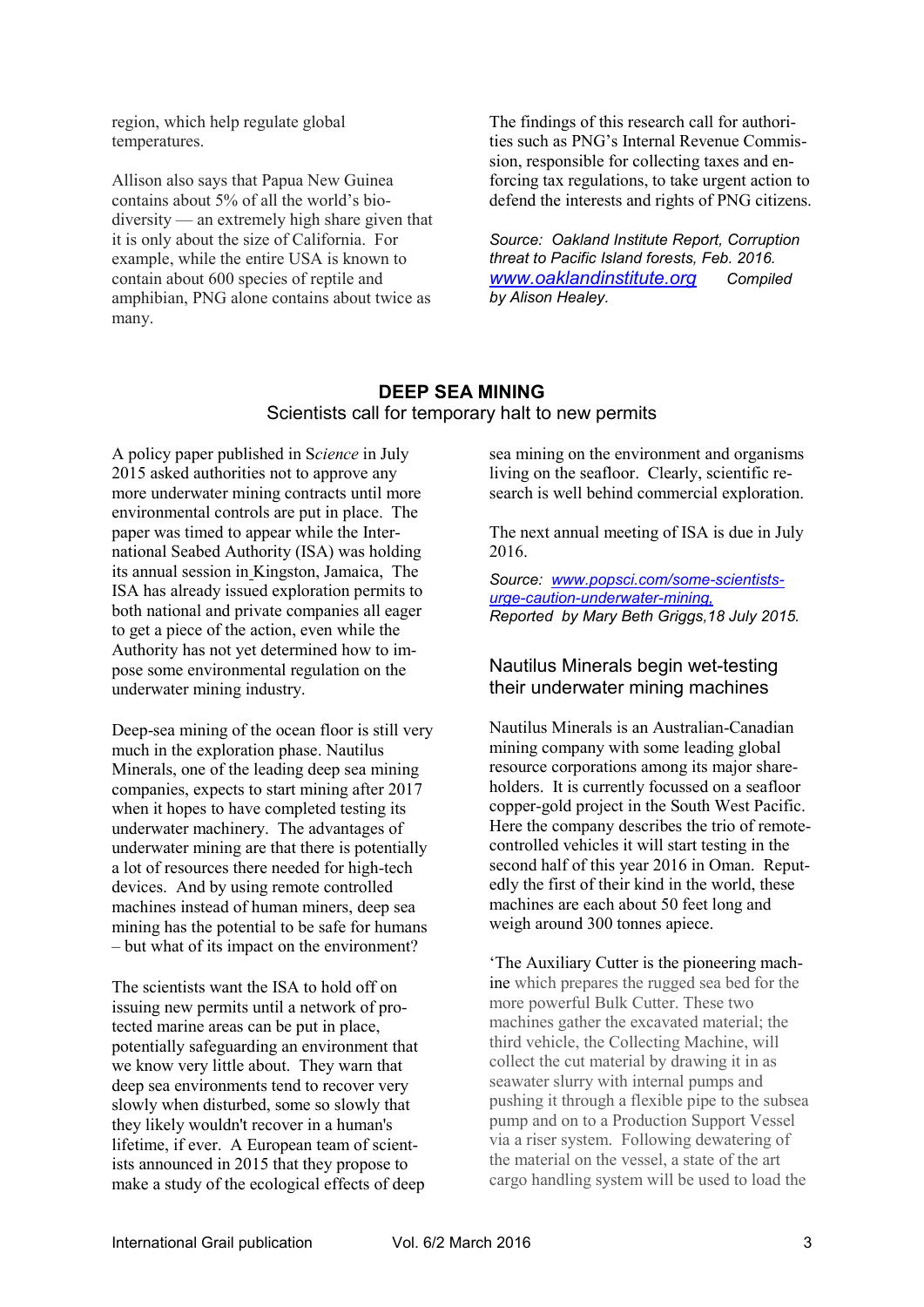region, which help regulate global temperatures.

Allison also says that Papua New Guinea contains about 5% of all the world's biodiversity — an extremely high share given that it is only about the size of California. For example, while the entire USA is known to contain about 600 species of reptile and amphibian, PNG alone contains about twice as many.

The findings of this research call for authorities such as PNG's Internal Revenue Commission, responsible for collecting taxes and enforcing tax regulations, to take urgent action to defend the interests and rights of PNG citizens.

*Source: Oakland Institute Report, Corruption threat to Pacific Island forests, Feb. 2016. [www.oaklandinstitute.org](http://www.oaklandinstitute.org) Compiled by Alison Healey.*

## DEEP SEA MINING

### Scientists call for temporary halt to new permits

A policy paper published in S*cience* in July 2015 asked authorities not to approve any more underwater mining contracts until more environmental controls are put in place. The paper was timed to appear while the International Seabed Authority (ISA) was holding its annual session in Kingston, Jamaica, The ISA has already issued exploration permits to both national and private companies all eager to get a piece of the action, even while the Authority has not yet determined how to impose some environmental regulation on the underwater mining industry.

Deep-sea mining of the ocean floor is still very much in the exploration phase. Nautilus Minerals, one of the leading deep sea mining companies, expects to start mining after 2017 when it hopes to have completed testing its underwater machinery. The advantages of underwater mining are that there is potentially a lot of resources there needed for high-tech devices. And by using remote controlled machines instead of human miners, deep sea mining has the potential to be safe for humans – but what of its impact on the environment?

The scientists want the ISA to hold off on issuing new permits until a network of protected marine areas can be put in place, potentially safeguarding an environment that we know very little about. They warn that deep sea environments tend to recover very slowly when disturbed, some so slowly that they likely wouldn't recover in a human's lifetime, if ever. A European team of scientists announced in 2015 that they propose to make a study of the ecological effects of deep sea mining on the environment and organisms living on the seafloor. Clearly, scientific research is well behind commercial exploration.

The next annual meeting of ISA is due in July 2016.

*Source: [www.popsci.com/some-scientists-urge-caution-underwater-mining,](http://www.popsci.com/some-scientists-urge-caution-underwater-mining) Reported by Mary Beth Griggs,18 July 2015.*

### Nautilus Minerals begin wet-testing their underwater mining machines

Nautilus Minerals is an Australian-Canadian mining company with some leading global resource corporations among its major shareholders. It is currently focussed on a seafloor copper-gold project in the South West Pacific. Here the company describes the trio of remote-controlled vehicles it will start testing in the second half of this year 2016 in Oman. Reputedly the first of their kind in the world, these machines are each about 50 feet long and weigh around 300 tonnes apiece.

'The Auxiliary Cutter is the pioneering machine which prepares the rugged sea bed for the more powerful Bulk Cutter. These two machines gather the excavated material; the third vehicle, the Collecting Machine, will collect the cut material by drawing it in as seawater slurry with internal pumps and pushing it through a flexible pipe to the subsea pump and on to a Production Support Vessel via a riser system. Following dewatering of the material on the vessel, a state of the art cargo handling system will be used to load the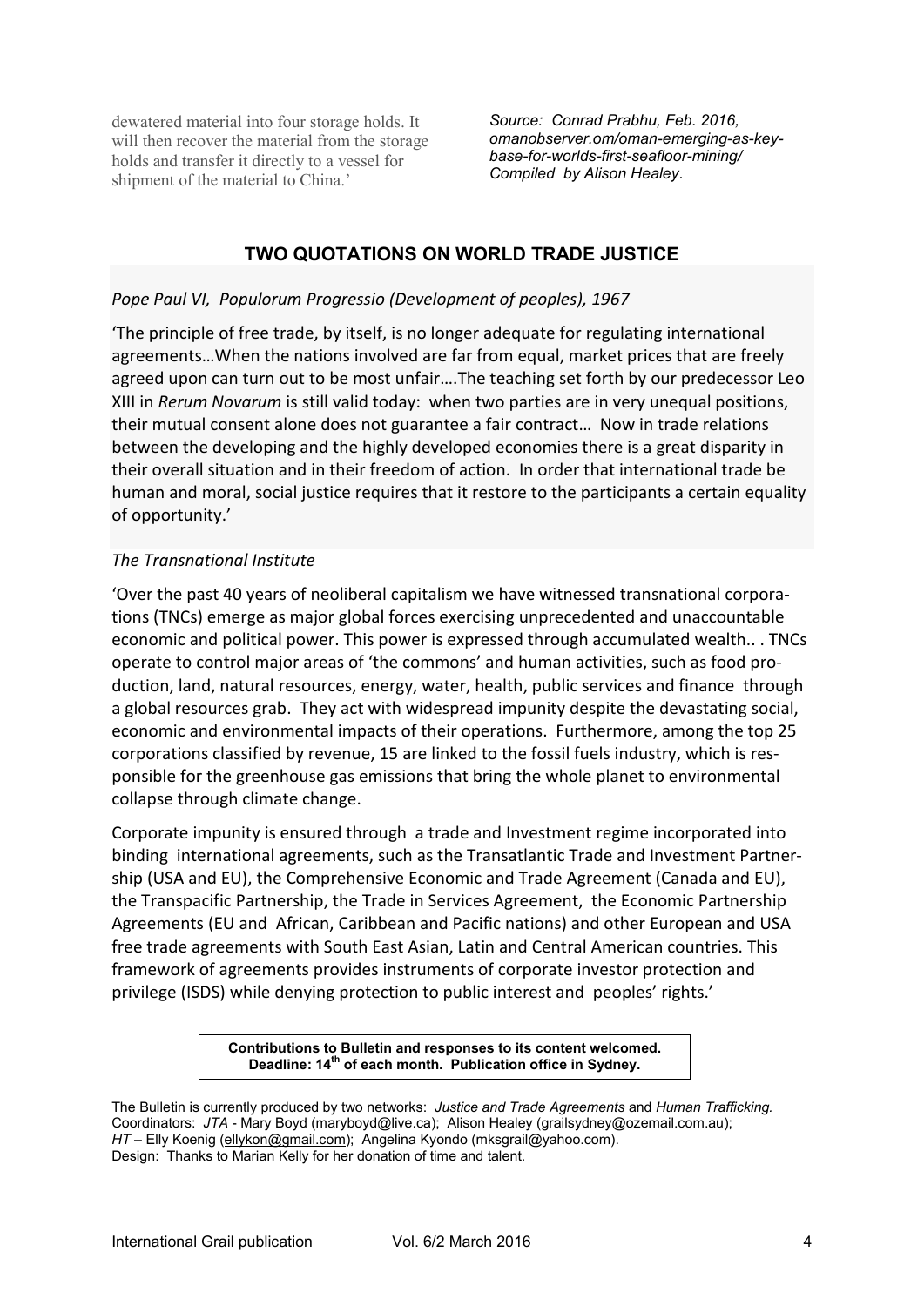dewatered material into four storage holds. It will then recover the material from the storage holds and transfer it directly to a vessel for shipment of the material to China.'

*Source: Conrad Prabhu, Feb. 2016, omanobserver.om/oman-emerging-as-key-base-for-worlds-first-seafloor-mining/ Compiled by Alison Healey.*

## TWO QUOTATIONS ON WORLD TRADE JUSTICE

*Pope Paul VI, Populorum Progressio (Development of peoples), 1967*

'The principle of free trade, by itself, is no longer adequate for regulating international agreements…When the nations involved are far from equal, market prices that are freely agreed upon can turn out to be most unfair….The teaching set forth by our predecessor Leo XIII in *Rerum Novarum* is still valid today: when two parties are in very unequal positions, their mutual consent alone does not guarantee a fair contract… Now in trade relations between the developing and the highly developed economies there is a great disparity in their overall situation and in their freedom of action. In order that international trade be human and moral, social justice requires that it restore to the participants a certain equality of opportunity.'

*The Transnational Institute*

'Over the past 40 years of neoliberal capitalism we have witnessed transnational corporations (TNCs) emerge as major global forces exercising unprecedented and unaccountable economic and political power. This power is expressed through accumulated wealth.. . TNCs operate to control major areas of 'the commons' and human activities, such as food production, land, natural resources, energy, water, health, public services and finance through a global resources grab. They act with widespread impunity despite the devastating social, economic and environmental impacts of their operations. Furthermore, among the top 25 corporations classified by revenue, 15 are linked to the fossil fuels industry, which is responsible for the greenhouse gas emissions that bring the whole planet to environmental collapse through climate change.

Corporate impunity is ensured through a trade and Investment regime incorporated into binding international agreements, such as the Transatlantic Trade and Investment Partnership (USA and EU), the Comprehensive Economic and Trade Agreement (Canada and EU), the Transpacific Partnership, the Trade in Services Agreement, the Economic Partnership Agreements (EU and African, Caribbean and Pacific nations) and other European and USA free trade agreements with South East Asian, Latin and Central American countries. This framework of agreements provides instruments of corporate investor protection and privilege (ISDS) while denying protection to public interest and peoples' rights.'

**Contributions to Bulletin and responses to its content welcomed.
Deadline: 14th of each month. Publication office in Sydney.**

The Bulletin is currently produced by two networks: *Justice and Trade Agreements* and *Human Trafficking.*
Coordinators: *JTA* - Mary Boyd (maryboyd@live.ca); Alison Healey (grailsydney@ozemail.com.au);
*HT* – Elly Koenig (ellykon@gmail.com); Angelina Kyondo (mksgrail@yahoo.com).
Design: Thanks to Marian Kelly for her donation of time and talent.